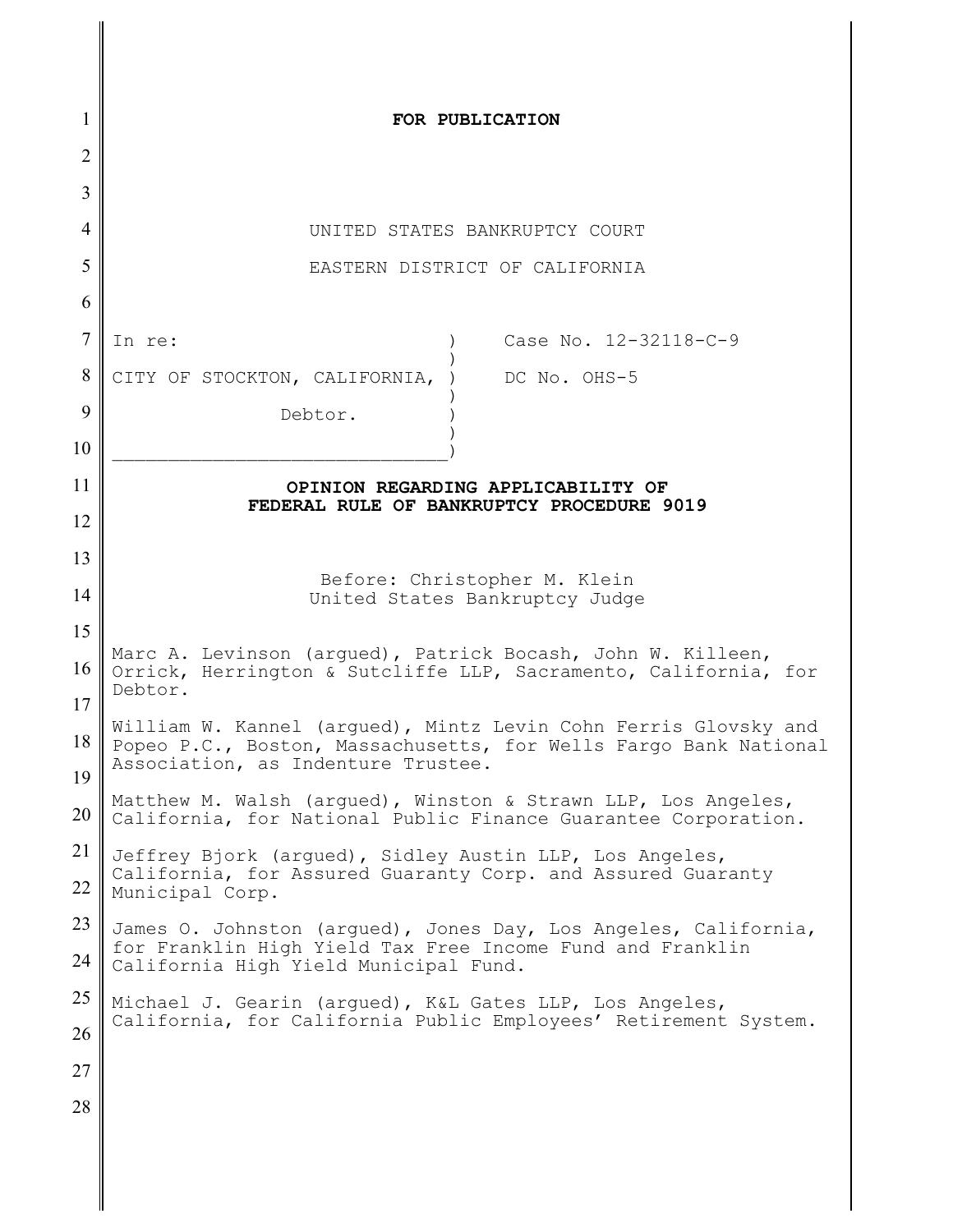**FOR PUBLICATION**

UNITED STATES BANKRUPTCY COURT

EASTERN DISTRICT OF CALIFORNIA

In re: CITY OF STOCKTON, CALIFORNIA, Debtor.

Case No. 12-32118-C-9

DC No. OHS-5

**OPINION REGARDING APPLICABILITY OF FEDERAL RULE OF BANKRUPTCY PROCEDURE 9019**

Before: Christopher M. Klein
United States Bankruptcy Judge

Marc A. Levinson (argued), Patrick Bocash, John W. Killeen, Orrick, Herrington & Sutcliffe LLP, Sacramento, California, for Debtor.

William W. Kannel (argued), Mintz Levin Cohn Ferris Glovsky and Popeo P.C., Boston, Massachusetts, for Wells Fargo Bank National Association, as Indenture Trustee.

Matthew M. Walsh (argued), Winston & Strawn LLP, Los Angeles, California, for National Public Finance Guarantee Corporation.

Jeffrey Bjork (argued), Sidley Austin LLP, Los Angeles, California, for Assured Guaranty Corp. and Assured Guaranty Municipal Corp.

James O. Johnston (argued), Jones Day, Los Angeles, California, for Franklin High Yield Tax Free Income Fund and Franklin California High Yield Municipal Fund.

Michael J. Gearin (argued), K&L Gates LLP, Los Angeles, California, for California Public Employees' Retirement System.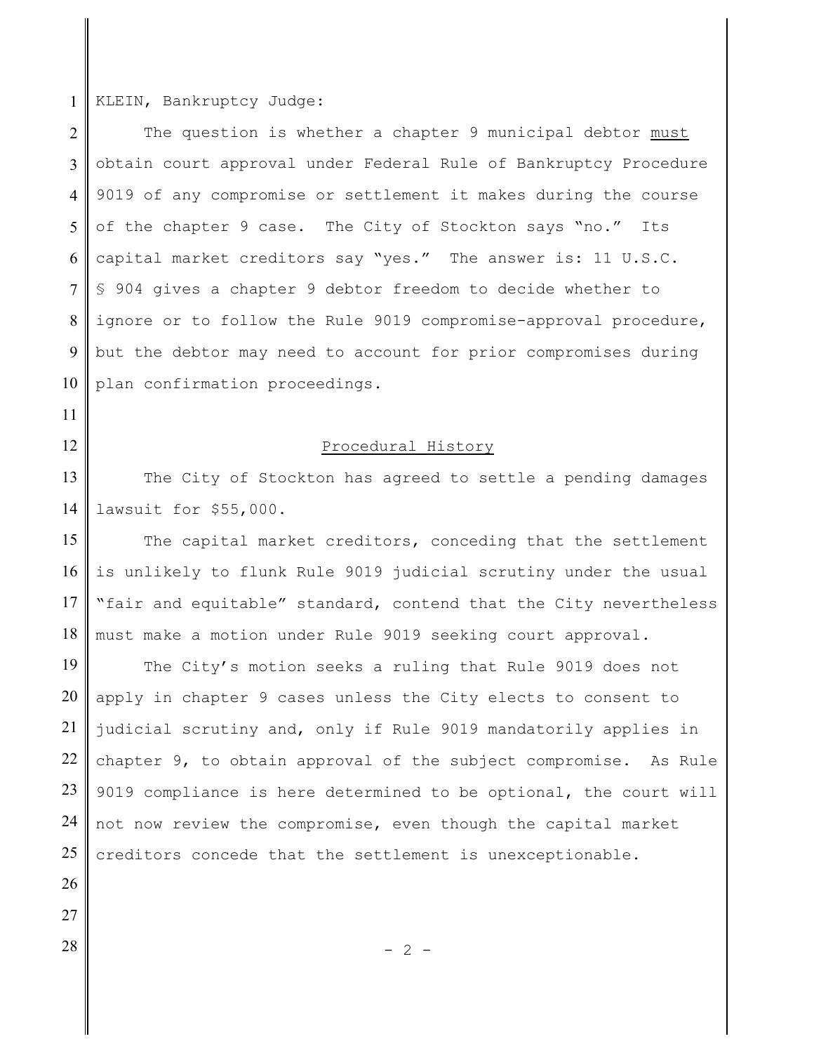KLEIN, Bankruptcy Judge:

The question is whether a chapter 9 municipal debtor must obtain court approval under Federal Rule of Bankruptcy Procedure 9019 of any compromise or settlement it makes during the course of the chapter 9 case. The City of Stockton says "no." Its capital market creditors say "yes." The answer is: 11 U.S.C. § 904 gives a chapter 9 debtor freedom to decide whether to ignore or to follow the Rule 9019 compromise-approval procedure, but the debtor may need to account for prior compromises during plan confirmation proceedings.

## Procedural History

The City of Stockton has agreed to settle a pending damages lawsuit for $55,000.

The capital market creditors, conceding that the settlement is unlikely to flunk Rule 9019 judicial scrutiny under the usual "fair and equitable" standard, contend that the City nevertheless must make a motion under Rule 9019 seeking court approval.

The City's motion seeks a ruling that Rule 9019 does not apply in chapter 9 cases unless the City elects to consent to judicial scrutiny and, only if Rule 9019 mandatorily applies in chapter 9, to obtain approval of the subject compromise. As Rule 9019 compliance is here determined to be optional, the court will not now review the compromise, even though the capital market creditors concede that the settlement is unexceptionable.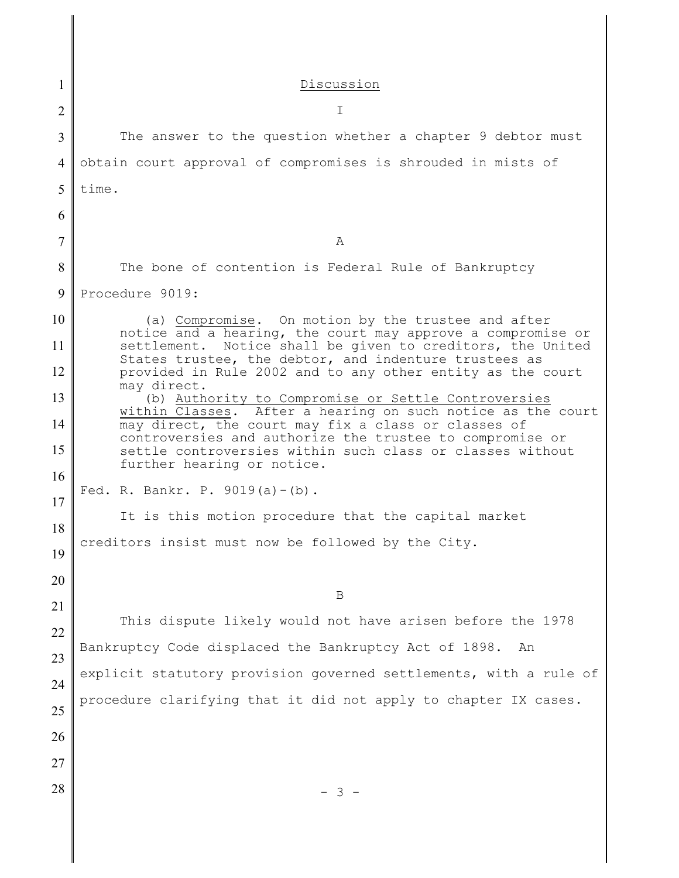## Discussion

### I

The answer to the question whether a chapter 9 debtor must obtain court approval of compromises is shrouded in mists of time.

#### A

The bone of contention is Federal Rule of Bankruptcy Procedure 9019:

> (a) Compromise. On motion by the trustee and after notice and a hearing, the court may approve a compromise or settlement. Notice shall be given to creditors, the United States trustee, the debtor, and indenture trustees as provided in Rule 2002 and to any other entity as the court may direct.
>
> (b) Authority to Compromise or Settle Controversies within Classes. After a hearing on such notice as the court may direct, the court may fix a class or classes of controversies and authorize the trustee to compromise or settle controversies within such class or classes without further hearing or notice.

Fed. R. Bankr. P. 9019(a)-(b).

It is this motion procedure that the capital market creditors insist must now be followed by the City.

#### B

This dispute likely would not have arisen before the 1978 Bankruptcy Code displaced the Bankruptcy Act of 1898. An explicit statutory provision governed settlements, with a rule of procedure clarifying that it did not apply to chapter IX cases.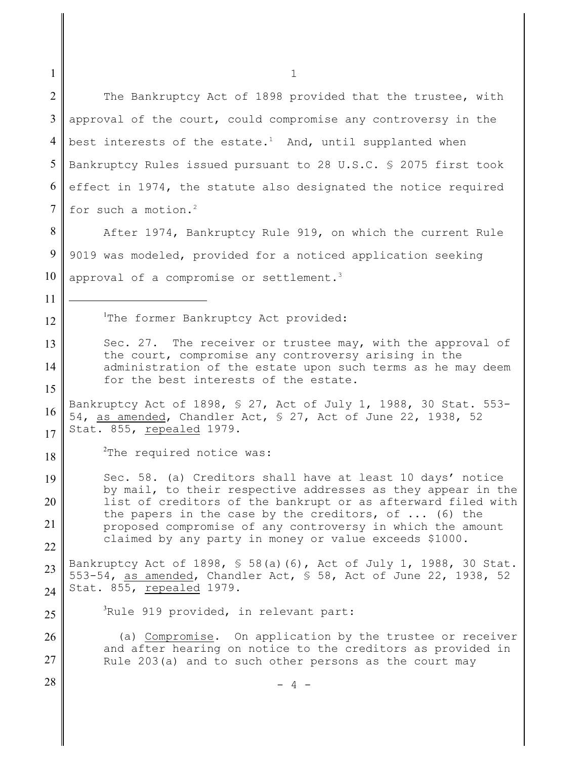The Bankruptcy Act of 1898 provided that the trustee, with approval of the court, could compromise any controversy in the best interests of the estate.[1] And, until supplanted when Bankruptcy Rules issued pursuant to 28 U.S.C. § 2075 first took effect in 1974, the statute also designated the notice required for such a motion.[2]

After 1974, Bankruptcy Rule 919, on which the current Rule 9019 was modeled, provided for a noticed application seeking approval of a compromise or settlement.[3]

---

[1]The former Bankruptcy Act provided:

> Sec. 27. The receiver or trustee may, with the approval of the court, compromise any controversy arising in the administration of the estate upon such terms as he may deem for the best interests of the estate.

Bankruptcy Act of 1898, § 27, Act of July 1, 1988, 30 Stat. 553-54, as amended, Chandler Act, § 27, Act of June 22, 1938, 52 Stat. 855, repealed 1979.

[2]The required notice was:

> Sec. 58. (a) Creditors shall have at least 10 days' notice by mail, to their respective addresses as they appear in the list of creditors of the bankrupt or as afterward filed with the papers in the case by the creditors, of ... (6) the proposed compromise of any controversy in which the amount claimed by any party in money or value exceeds $1000.

Bankruptcy Act of 1898, § 58(a)(6), Act of July 1, 1988, 30 Stat. 553-54, as amended, Chandler Act, § 58, Act of June 22, 1938, 52 Stat. 855, repealed 1979.

[3]Rule 919 provided, in relevant part:

> (a) Compromise. On application by the trustee or receiver and after hearing on notice to the creditors as provided in Rule 203(a) and to such other persons as the court may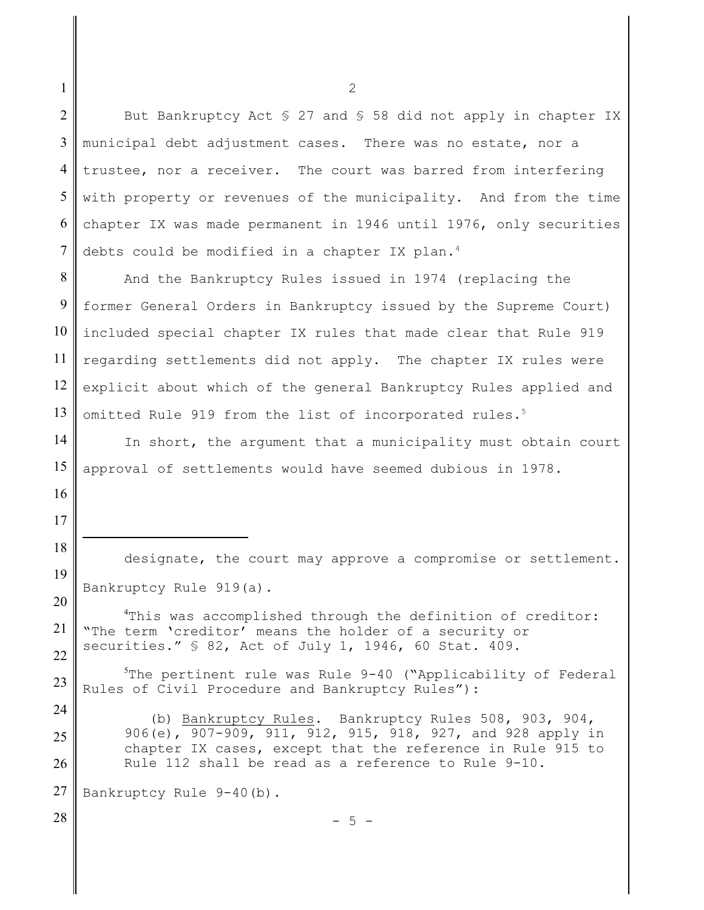But Bankruptcy Act § 27 and § 58 did not apply in chapter IX municipal debt adjustment cases. There was no estate, nor a trustee, nor a receiver. The court was barred from interfering with property or revenues of the municipality. And from the time chapter IX was made permanent in 1946 until 1976, only securities debts could be modified in a chapter IX plan.[4]

And the Bankruptcy Rules issued in 1974 (replacing the former General Orders in Bankruptcy issued by the Supreme Court) included special chapter IX rules that made clear that Rule 919 regarding settlements did not apply. The chapter IX rules were explicit about which of the general Bankruptcy Rules applied and omitted Rule 919 from the list of incorporated rules.[5]

In short, the argument that a municipality must obtain court approval of settlements would have seemed dubious in 1978.

---

designate, the court may approve a compromise or settlement. Bankruptcy Rule 919(a).

[4]This was accomplished through the definition of creditor: "The term 'creditor' means the holder of a security or securities." § 82, Act of July 1, 1946, 60 Stat. 409.

[5]The pertinent rule was Rule 9-40 ("Applicability of Federal Rules of Civil Procedure and Bankruptcy Rules"):

> (b) Bankruptcy Rules. Bankruptcy Rules 508, 903, 904, 906(e), 907-909, 911, 912, 915, 918, 927, and 928 apply in chapter IX cases, except that the reference in Rule 915 to Rule 112 shall be read as a reference to Rule 9-10.

Bankruptcy Rule 9-40(b).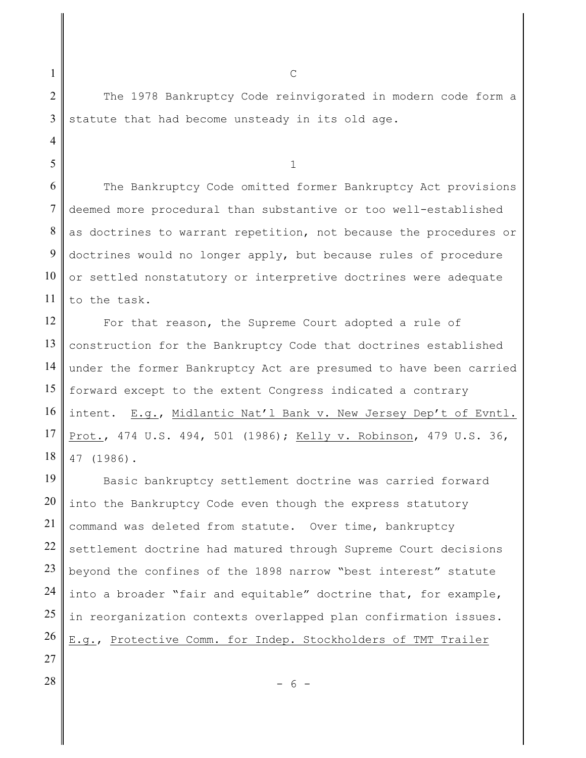C

The 1978 Bankruptcy Code reinvigorated in modern code form a statute that had become unsteady in its old age.

1

The Bankruptcy Code omitted former Bankruptcy Act provisions deemed more procedural than substantive or too well-established as doctrines to warrant repetition, not because the procedures or doctrines would no longer apply, but because rules of procedure or settled nonstatutory or interpretive doctrines were adequate to the task.

For that reason, the Supreme Court adopted a rule of construction for the Bankruptcy Code that doctrines established under the former Bankruptcy Act are presumed to have been carried forward except to the extent Congress indicated a contrary intent. E.g., Midlantic Nat'l Bank v. New Jersey Dep't of Evntl. Prot., 474 U.S. 494, 501 (1986); Kelly v. Robinson, 479 U.S. 36, 47 (1986).

Basic bankruptcy settlement doctrine was carried forward into the Bankruptcy Code even though the express statutory command was deleted from statute. Over time, bankruptcy settlement doctrine had matured through Supreme Court decisions beyond the confines of the 1898 narrow "best interest" statute into a broader "fair and equitable" doctrine that, for example, in reorganization contexts overlapped plan confirmation issues. E.g., Protective Comm. for Indep. Stockholders of TMT Trailer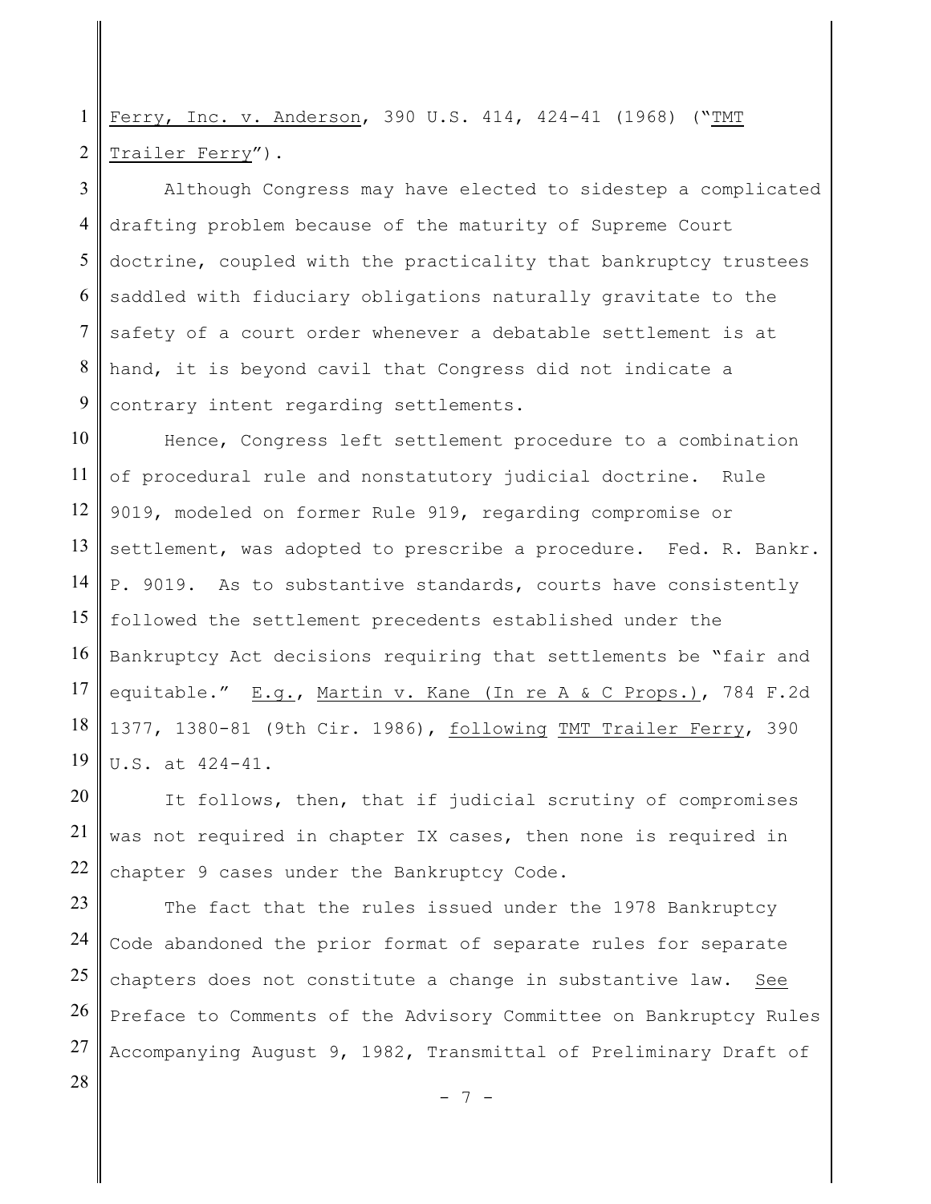Ferry, Inc. v. Anderson, 390 U.S. 414, 424-41 (1968) ("TMT Trailer Ferry").

Although Congress may have elected to sidestep a complicated drafting problem because of the maturity of Supreme Court doctrine, coupled with the practicality that bankruptcy trustees saddled with fiduciary obligations naturally gravitate to the safety of a court order whenever a debatable settlement is at hand, it is beyond cavil that Congress did not indicate a contrary intent regarding settlements.

Hence, Congress left settlement procedure to a combination of procedural rule and nonstatutory judicial doctrine. Rule 9019, modeled on former Rule 919, regarding compromise or settlement, was adopted to prescribe a procedure. Fed. R. Bankr. P. 9019. As to substantive standards, courts have consistently followed the settlement precedents established under the Bankruptcy Act decisions requiring that settlements be "fair and equitable." E.g., Martin v. Kane (In re A & C Props.), 784 F.2d 1377, 1380-81 (9th Cir. 1986), following TMT Trailer Ferry, 390 U.S. at 424-41.

It follows, then, that if judicial scrutiny of compromises was not required in chapter IX cases, then none is required in chapter 9 cases under the Bankruptcy Code.

The fact that the rules issued under the 1978 Bankruptcy Code abandoned the prior format of separate rules for separate chapters does not constitute a change in substantive law. See Preface to Comments of the Advisory Committee on Bankruptcy Rules Accompanying August 9, 1982, Transmittal of Preliminary Draft of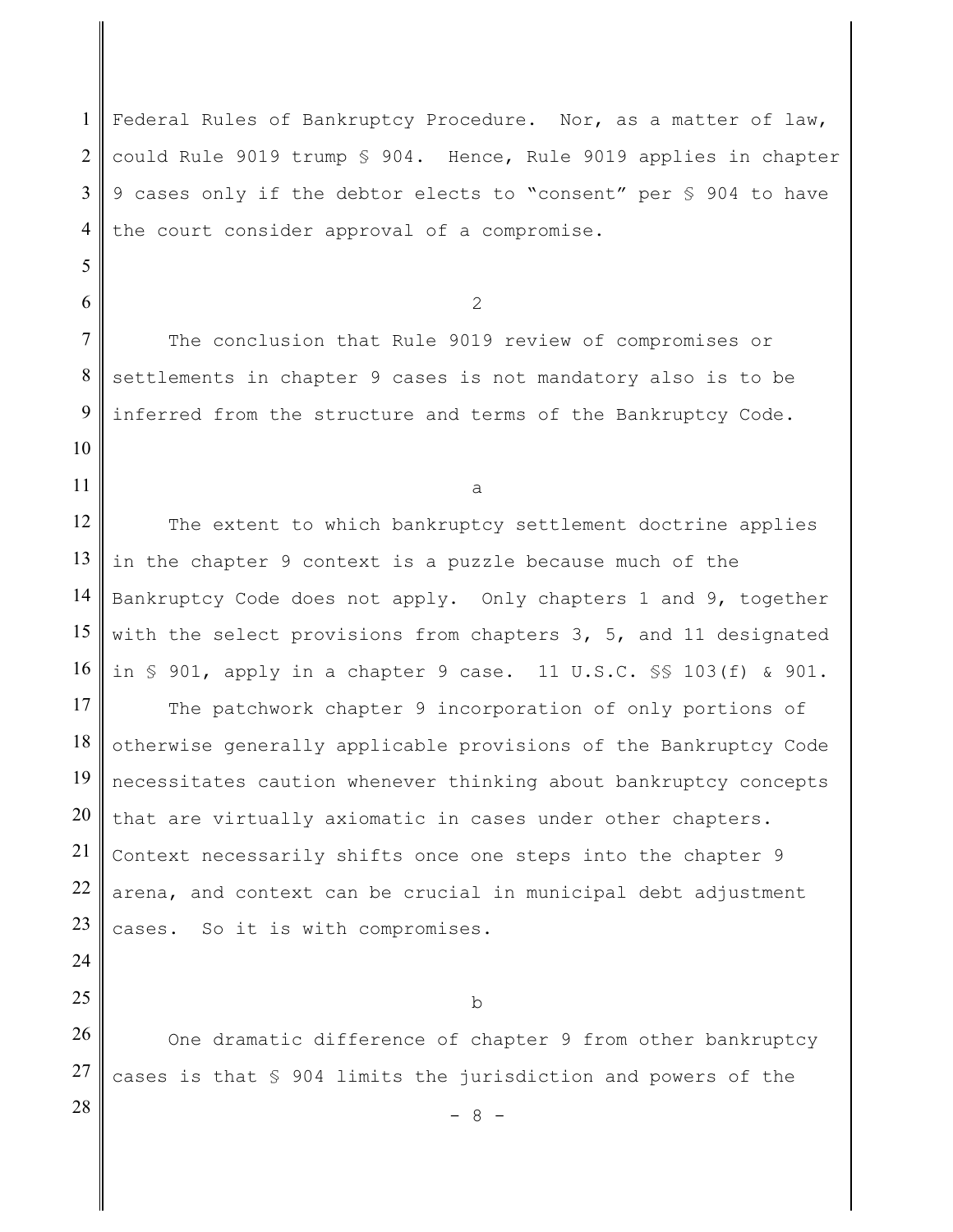Federal Rules of Bankruptcy Procedure. Nor, as a matter of law, could Rule 9019 trump § 904. Hence, Rule 9019 applies in chapter 9 cases only if the debtor elects to "consent" per § 904 to have the court consider approval of a compromise.

2

The conclusion that Rule 9019 review of compromises or settlements in chapter 9 cases is not mandatory also is to be inferred from the structure and terms of the Bankruptcy Code.

a

The extent to which bankruptcy settlement doctrine applies in the chapter 9 context is a puzzle because much of the Bankruptcy Code does not apply. Only chapters 1 and 9, together with the select provisions from chapters 3, 5, and 11 designated in § 901, apply in a chapter 9 case. 11 U.S.C. §§ 103(f) & 901.

The patchwork chapter 9 incorporation of only portions of otherwise generally applicable provisions of the Bankruptcy Code necessitates caution whenever thinking about bankruptcy concepts that are virtually axiomatic in cases under other chapters. Context necessarily shifts once one steps into the chapter 9 arena, and context can be crucial in municipal debt adjustment cases. So it is with compromises.

b

One dramatic difference of chapter 9 from other bankruptcy cases is that § 904 limits the jurisdiction and powers of the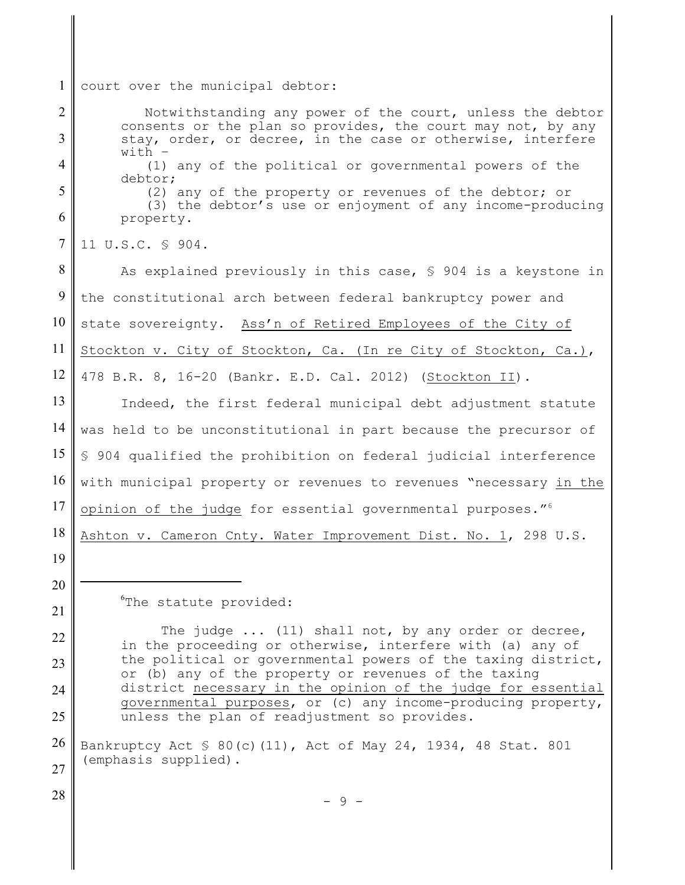court over the municipal debtor:

> Notwithstanding any power of the court, unless the debtor consents or the plan so provides, the court may not, by any stay, order, or decree, in the case or otherwise, interfere with –
>
> (1) any of the political or governmental powers of the debtor;
>
> (2) any of the property or revenues of the debtor; or
>
> (3) the debtor's use or enjoyment of any income-producing property.

11 U.S.C. § 904.

As explained previously in this case, § 904 is a keystone in the constitutional arch between federal bankruptcy power and state sovereignty. Ass'n of Retired Employees of the City of Stockton v. City of Stockton, Ca. (In re City of Stockton, Ca.), 478 B.R. 8, 16-20 (Bankr. E.D. Cal. 2012) (Stockton II).

Indeed, the first federal municipal debt adjustment statute was held to be unconstitutional in part because the precursor of § 904 qualified the prohibition on federal judicial interference with municipal property or revenues to revenues "necessary in the opinion of the judge for essential governmental purposes."[6] Ashton v. Cameron Cnty. Water Improvement Dist. No. 1, 298 U.S.

---

[6]The statute provided:

> The judge ... (11) shall not, by any order or decree, in the proceeding or otherwise, interfere with (a) any of the political or governmental powers of the taxing district, or (b) any of the property or revenues of the taxing district necessary in the opinion of the judge for essential governmental purposes, or (c) any income-producing property, unless the plan of readjustment so provides.

Bankruptcy Act § 80(c)(11), Act of May 24, 1934, 48 Stat. 801 (emphasis supplied).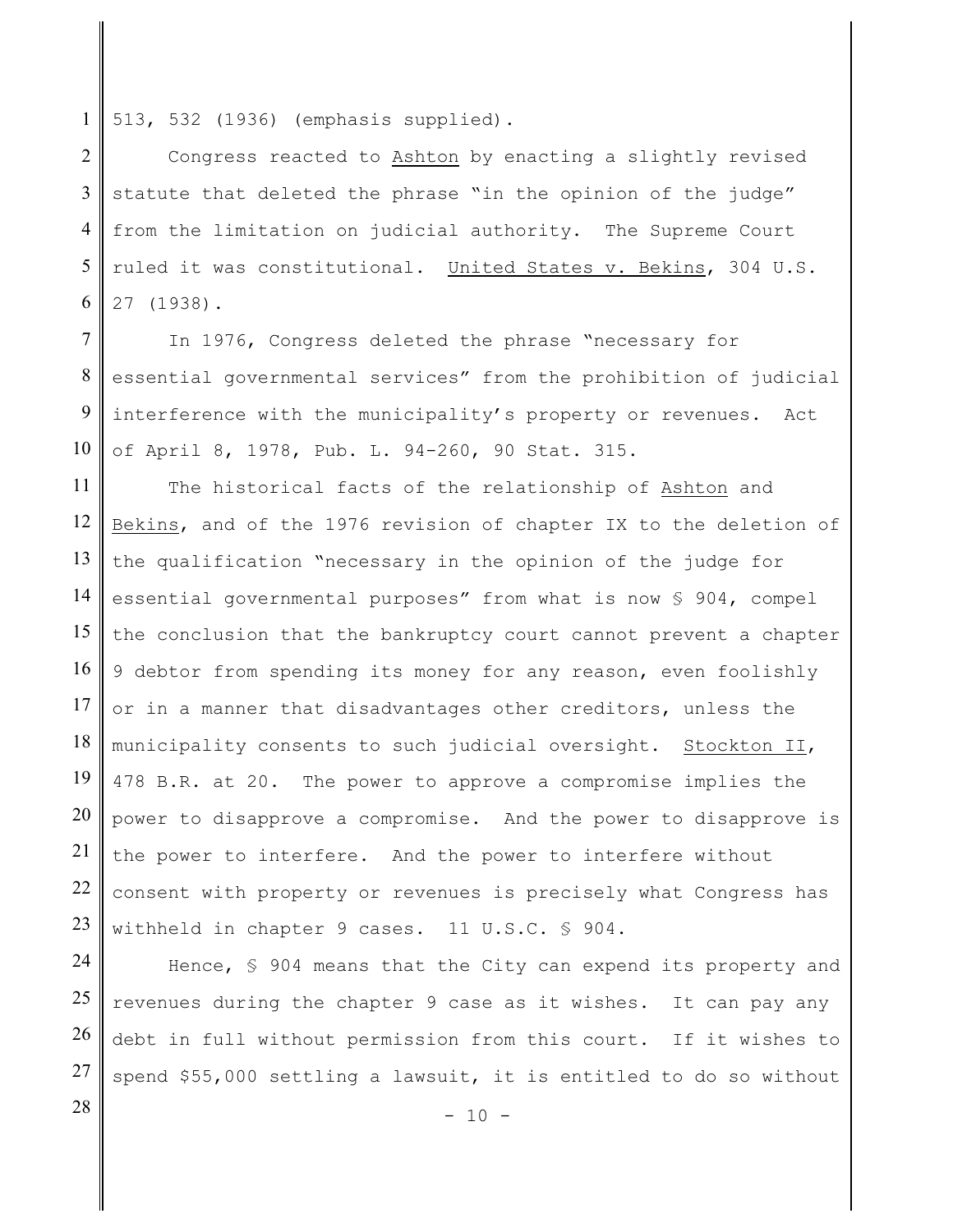513, 532 (1936) (emphasis supplied).

Congress reacted to Ashton by enacting a slightly revised statute that deleted the phrase "in the opinion of the judge" from the limitation on judicial authority. The Supreme Court ruled it was constitutional. United States v. Bekins, 304 U.S. 27 (1938).

In 1976, Congress deleted the phrase "necessary for essential governmental services" from the prohibition of judicial interference with the municipality's property or revenues. Act of April 8, 1978, Pub. L. 94-260, 90 Stat. 315.

The historical facts of the relationship of Ashton and Bekins, and of the 1976 revision of chapter IX to the deletion of the qualification "necessary in the opinion of the judge for essential governmental purposes" from what is now § 904, compel the conclusion that the bankruptcy court cannot prevent a chapter 9 debtor from spending its money for any reason, even foolishly or in a manner that disadvantages other creditors, unless the municipality consents to such judicial oversight. Stockton II, 478 B.R. at 20. The power to approve a compromise implies the power to disapprove a compromise. And the power to disapprove is the power to interfere. And the power to interfere without consent with property or revenues is precisely what Congress has withheld in chapter 9 cases. 11 U.S.C. § 904.

Hence, § 904 means that the City can expend its property and revenues during the chapter 9 case as it wishes. It can pay any debt in full without permission from this court. If it wishes to spend $55,000 settling a lawsuit, it is entitled to do so without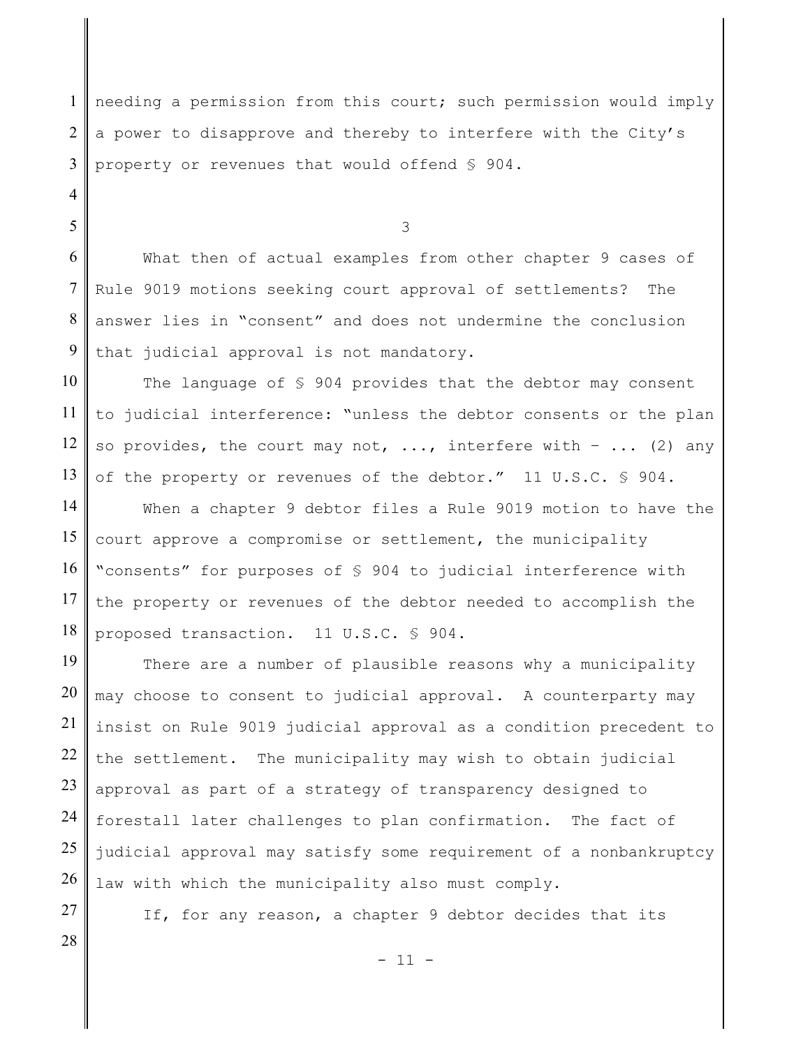needing a permission from this court; such permission would imply a power to disapprove and thereby to interfere with the City's property or revenues that would offend § 904.

3

What then of actual examples from other chapter 9 cases of Rule 9019 motions seeking court approval of settlements? The answer lies in "consent" and does not undermine the conclusion that judicial approval is not mandatory.

The language of § 904 provides that the debtor may consent to judicial interference: "unless the debtor consents or the plan so provides, the court may not, ..., interfere with – ... (2) any of the property or revenues of the debtor." 11 U.S.C. § 904.

When a chapter 9 debtor files a Rule 9019 motion to have the court approve a compromise or settlement, the municipality "consents" for purposes of § 904 to judicial interference with the property or revenues of the debtor needed to accomplish the proposed transaction. 11 U.S.C. § 904.

There are a number of plausible reasons why a municipality may choose to consent to judicial approval. A counterparty may insist on Rule 9019 judicial approval as a condition precedent to the settlement. The municipality may wish to obtain judicial approval as part of a strategy of transparency designed to forestall later challenges to plan confirmation. The fact of judicial approval may satisfy some requirement of a nonbankruptcy law with which the municipality also must comply.

If, for any reason, a chapter 9 debtor decides that its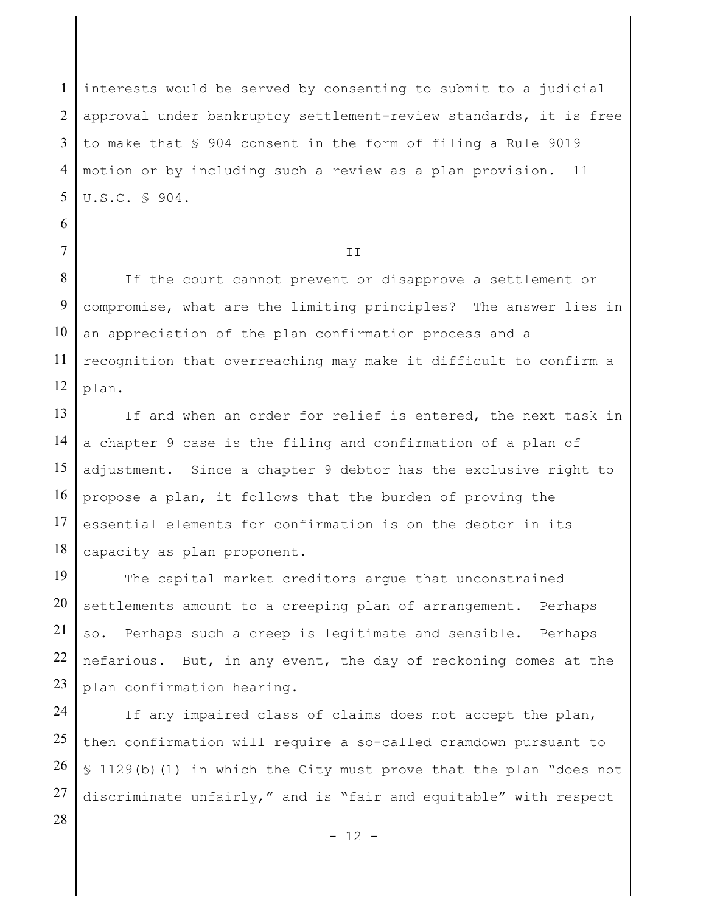interests would be served by consenting to submit to a judicial approval under bankruptcy settlement-review standards, it is free to make that § 904 consent in the form of filing a Rule 9019 motion or by including such a review as a plan provision. 11 U.S.C. § 904.

## II

If the court cannot prevent or disapprove a settlement or compromise, what are the limiting principles? The answer lies in an appreciation of the plan confirmation process and a recognition that overreaching may make it difficult to confirm a plan.

If and when an order for relief is entered, the next task in a chapter 9 case is the filing and confirmation of a plan of adjustment. Since a chapter 9 debtor has the exclusive right to propose a plan, it follows that the burden of proving the essential elements for confirmation is on the debtor in its capacity as plan proponent.

The capital market creditors argue that unconstrained settlements amount to a creeping plan of arrangement. Perhaps so. Perhaps such a creep is legitimate and sensible. Perhaps nefarious. But, in any event, the day of reckoning comes at the plan confirmation hearing.

If any impaired class of claims does not accept the plan, then confirmation will require a so-called cramdown pursuant to § 1129(b)(1) in which the City must prove that the plan "does not discriminate unfairly," and is "fair and equitable" with respect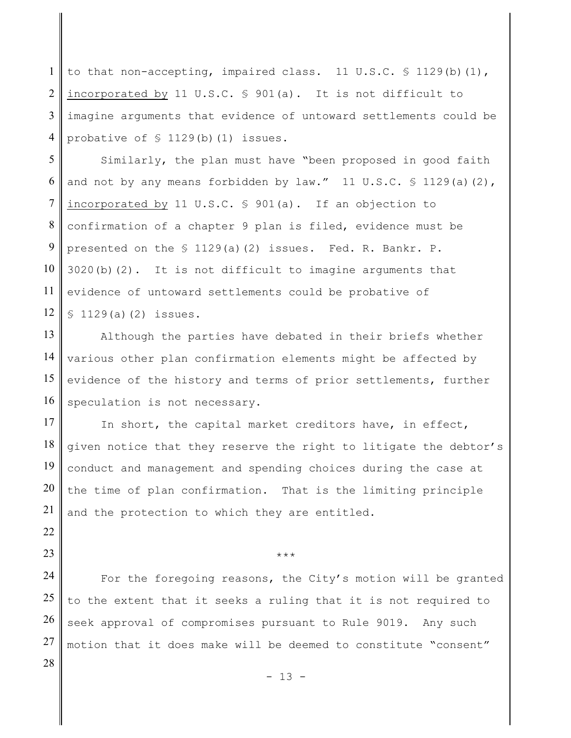to that non-accepting, impaired class. 11 U.S.C. § 1129(b)(1), incorporated by 11 U.S.C. § 901(a). It is not difficult to imagine arguments that evidence of untoward settlements could be probative of § 1129(b)(1) issues.

Similarly, the plan must have "been proposed in good faith and not by any means forbidden by law." 11 U.S.C. § 1129(a)(2), incorporated by 11 U.S.C. § 901(a). If an objection to confirmation of a chapter 9 plan is filed, evidence must be presented on the § 1129(a)(2) issues. Fed. R. Bankr. P. 3020(b)(2). It is not difficult to imagine arguments that evidence of untoward settlements could be probative of § 1129(a)(2) issues.

Although the parties have debated in their briefs whether various other plan confirmation elements might be affected by evidence of the history and terms of prior settlements, further speculation is not necessary.

In short, the capital market creditors have, in effect, given notice that they reserve the right to litigate the debtor's conduct and management and spending choices during the case at the time of plan confirmation. That is the limiting principle and the protection to which they are entitled.

***

For the foregoing reasons, the City's motion will be granted to the extent that it seeks a ruling that it is not required to seek approval of compromises pursuant to Rule 9019. Any such motion that it does make will be deemed to constitute "consent"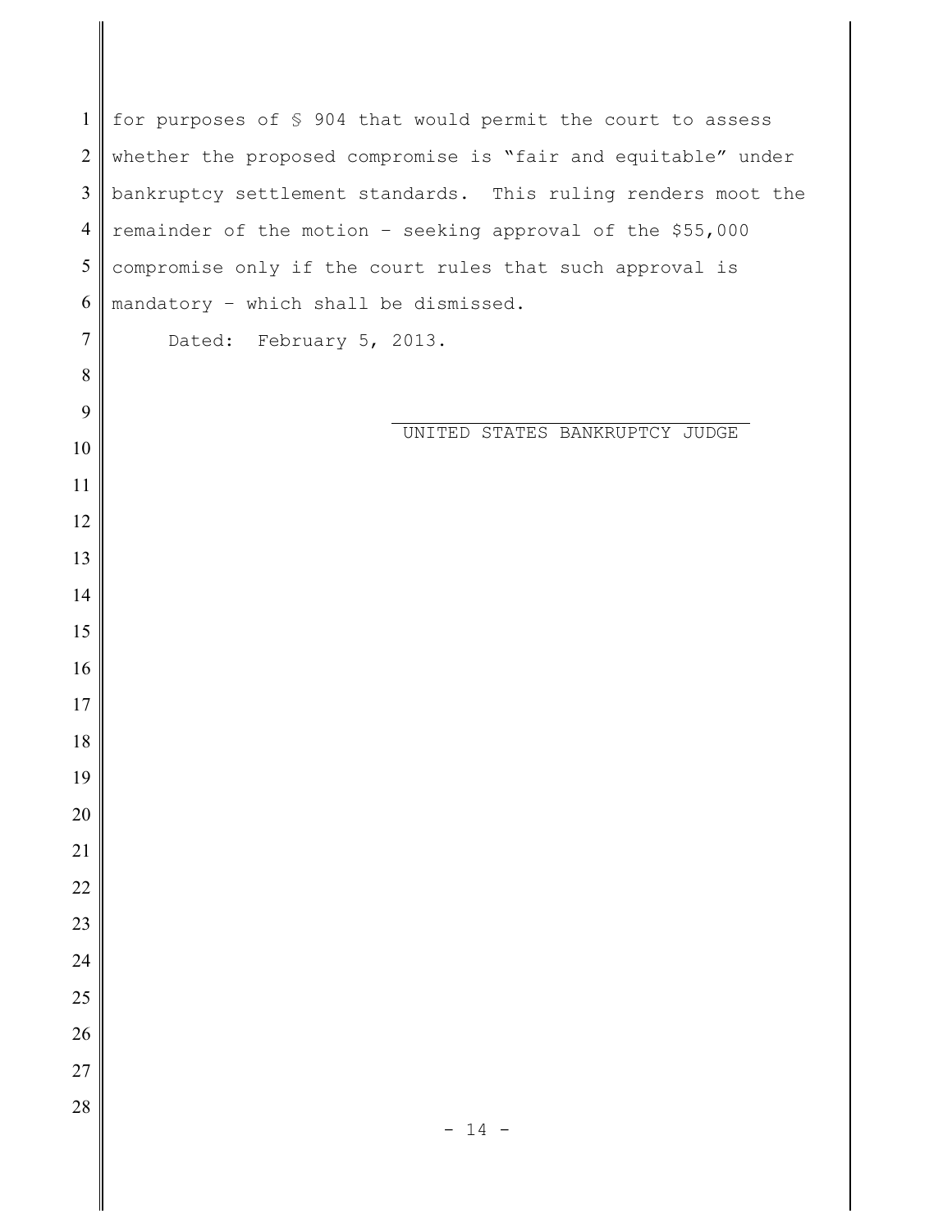for purposes of § 904 that would permit the court to assess whether the proposed compromise is "fair and equitable" under bankruptcy settlement standards. This ruling renders moot the remainder of the motion – seeking approval of the $55,000 compromise only if the court rules that such approval is mandatory – which shall be dismissed.

Dated: February 5, 2013.

UNITED STATES BANKRUPTCY JUDGE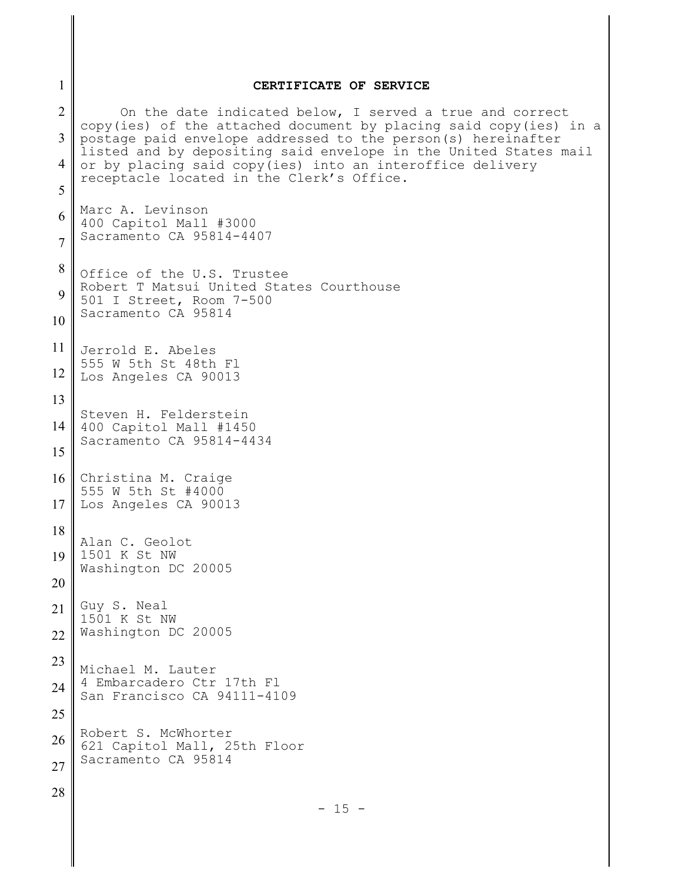**CERTIFICATE OF SERVICE**

On the date indicated below, I served a true and correct copy(ies) of the attached document by placing said copy(ies) in a postage paid envelope addressed to the person(s) hereinafter listed and by depositing said envelope in the United States mail or by placing said copy(ies) into an interoffice delivery receptacle located in the Clerk's Office.

Marc A. Levinson
400 Capitol Mall #3000
Sacramento CA 95814-4407

Office of the U.S. Trustee
Robert T Matsui United States Courthouse
501 I Street, Room 7-500
Sacramento CA 95814

Jerrold E. Abeles
555 W 5th St 48th Fl
Los Angeles CA 90013

Steven H. Felderstein
400 Capitol Mall #1450
Sacramento CA 95814-4434

Christina M. Craige
555 W 5th St #4000
Los Angeles CA 90013

Alan C. Geolot
1501 K St NW
Washington DC 20005

Guy S. Neal
1501 K St NW
Washington DC 20005

Michael M. Lauter
4 Embarcadero Ctr 17th Fl
San Francisco CA 94111-4109

Robert S. McWhorter
621 Capitol Mall, 25th Floor
Sacramento CA 95814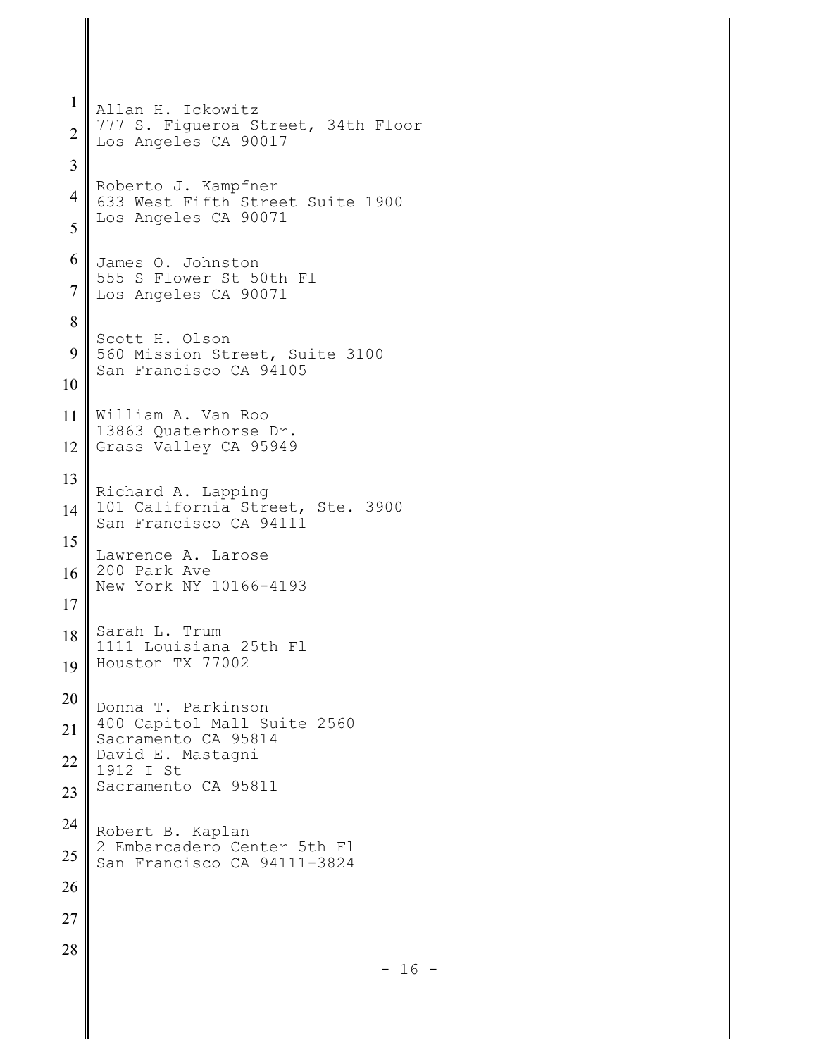Allan H. Ickowitz
777 S. Figueroa Street, 34th Floor
Los Angeles CA 90017

Roberto J. Kampfner
633 West Fifth Street Suite 1900
Los Angeles CA 90071

James O. Johnston
555 S Flower St 50th Fl
Los Angeles CA 90071

Scott H. Olson
560 Mission Street, Suite 3100
San Francisco CA 94105

William A. Van Roo
13863 Quaterhorse Dr.
Grass Valley CA 95949

Richard A. Lapping
101 California Street, Ste. 3900
San Francisco CA 94111

Lawrence A. Larose
200 Park Ave
New York NY 10166-4193

Sarah L. Trum
1111 Louisiana 25th Fl
Houston TX 77002

Donna T. Parkinson
400 Capitol Mall Suite 2560
Sacramento CA 95814

David E. Mastagni
1912 I St
Sacramento CA 95811

Robert B. Kaplan
2 Embarcadero Center 5th Fl
San Francisco CA 94111-3824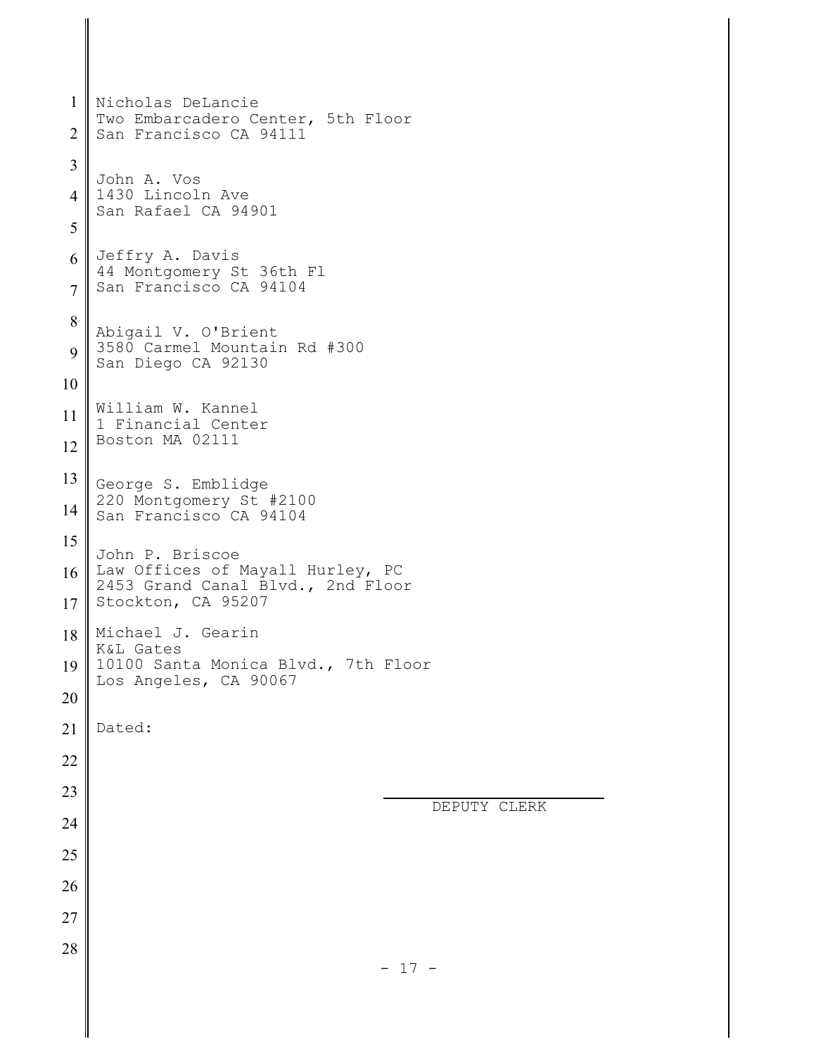Nicholas DeLancie
Two Embarcadero Center, 5th Floor
San Francisco CA 94111

John A. Vos
1430 Lincoln Ave
San Rafael CA 94901

Jeffry A. Davis
44 Montgomery St 36th Fl
San Francisco CA 94104

Abigail V. O'Brient
3580 Carmel Mountain Rd #300
San Diego CA 92130

William W. Kannel
1 Financial Center
Boston MA 02111

George S. Emblidge
220 Montgomery St #2100
San Francisco CA 94104

John P. Briscoe
Law Offices of Mayall Hurley, PC
2453 Grand Canal Blvd., 2nd Floor
Stockton, CA 95207

Michael J. Gearin
K&L Gates
10100 Santa Monica Blvd., 7th Floor
Los Angeles, CA 90067

Dated:

DEPUTY CLERK